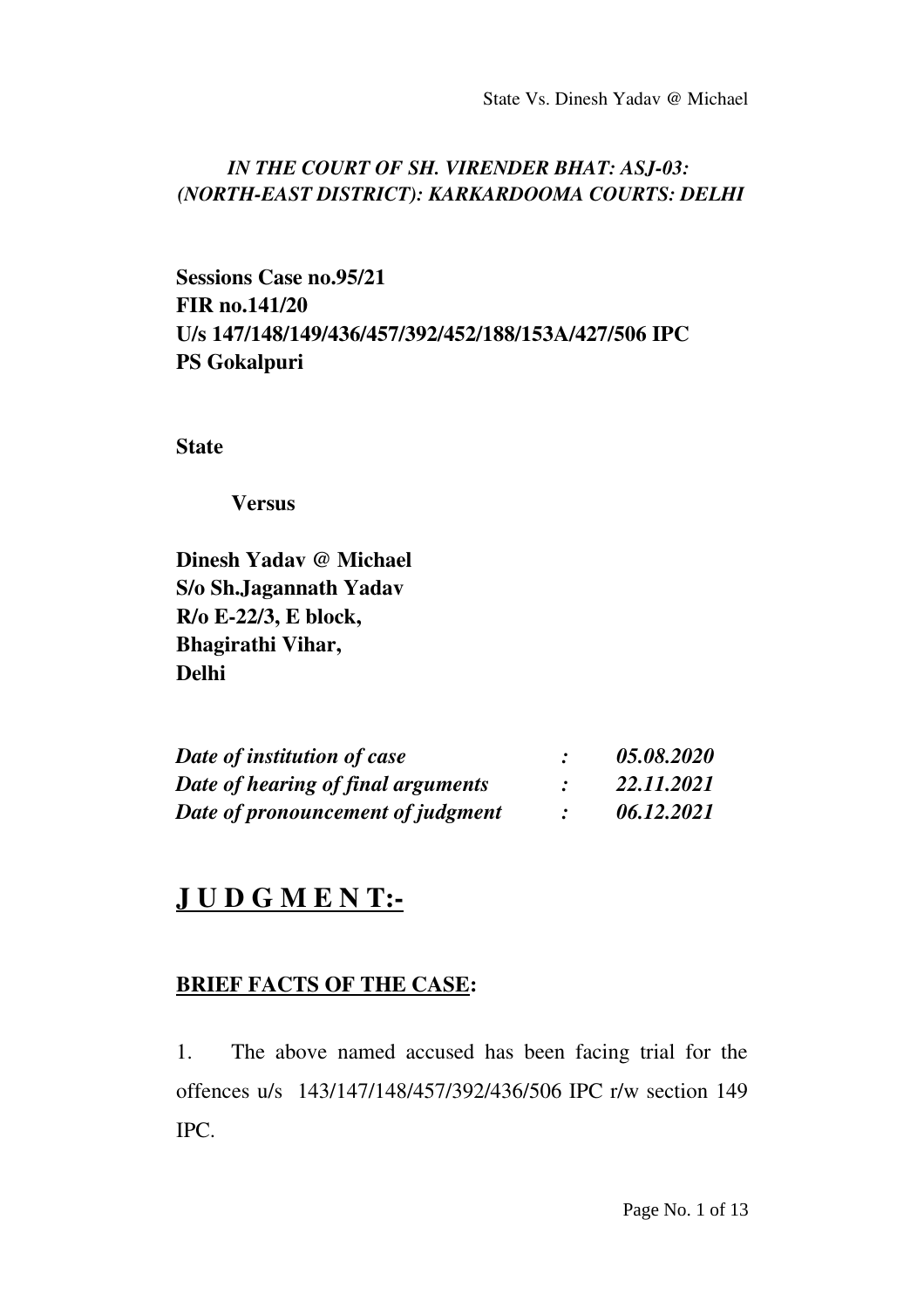*IN THE COURT OF SH. VIRENDER BHAT: ASJ-03: (NORTH-EAST DISTRICT): KARKARDOOMA COURTS: DELHI*

**Sessions Case no.95/21**
**FIR no.141/20**
**U/s 147/148/149/436/457/392/452/188/153A/427/506 IPC**
**PS Gokalpuri**

**State**

**Versus**

**Dinesh Yadav @ Michael**
**S/o Sh.Jagannath Yadav**
**R/o E-22/3, E block,**
**Bhagirathi Vihar,**
**Delhi**

| | | |
|---|---|---|
| ***Date of institution of case*** | ***:*** | ***05.08.2020*** |
| ***Date of hearing of final arguments*** | ***:*** | ***22.11.2021*** |
| ***Date of pronouncement of judgment*** | ***:*** | ***06.12.2021*** |

# J U D G M E N T:-

## BRIEF FACTS OF THE CASE:

1. The above named accused has been facing trial for the offences u/s 143/147/148/457/392/436/506 IPC r/w section 149 IPC.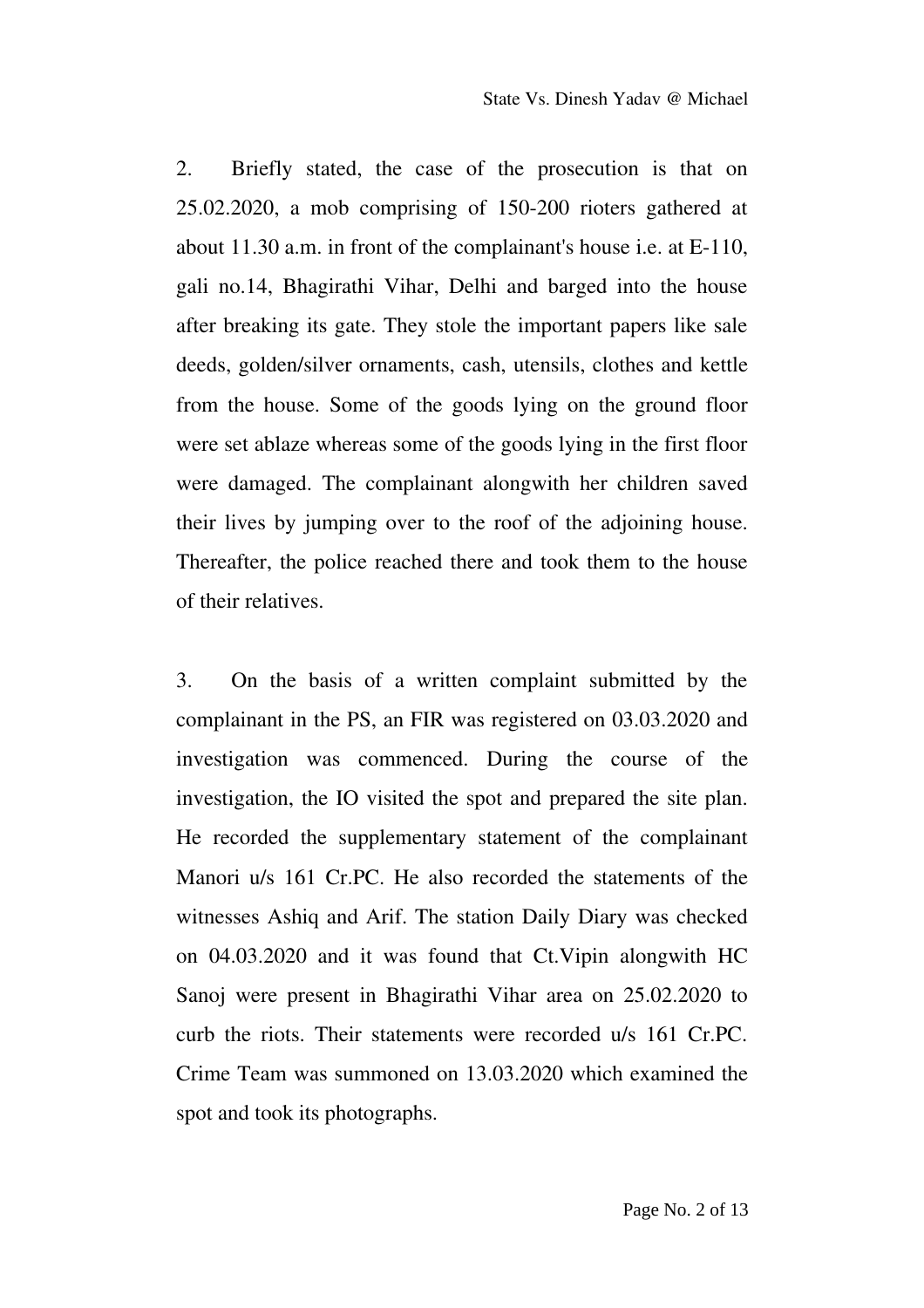2. Briefly stated, the case of the prosecution is that on 25.02.2020, a mob comprising of 150-200 rioters gathered at about 11.30 a.m. in front of the complainant's house i.e. at E-110, gali no.14, Bhagirathi Vihar, Delhi and barged into the house after breaking its gate. They stole the important papers like sale deeds, golden/silver ornaments, cash, utensils, clothes and kettle from the house. Some of the goods lying on the ground floor were set ablaze whereas some of the goods lying in the first floor were damaged. The complainant alongwith her children saved their lives by jumping over to the roof of the adjoining house. Thereafter, the police reached there and took them to the house of their relatives.

3. On the basis of a written complaint submitted by the complainant in the PS, an FIR was registered on 03.03.2020 and investigation was commenced. During the course of the investigation, the IO visited the spot and prepared the site plan. He recorded the supplementary statement of the complainant Manori u/s 161 Cr.PC. He also recorded the statements of the witnesses Ashiq and Arif. The station Daily Diary was checked on 04.03.2020 and it was found that Ct.Vipin alongwith HC Sanoj were present in Bhagirathi Vihar area on 25.02.2020 to curb the riots. Their statements were recorded u/s 161 Cr.PC. Crime Team was summoned on 13.03.2020 which examined the spot and took its photographs.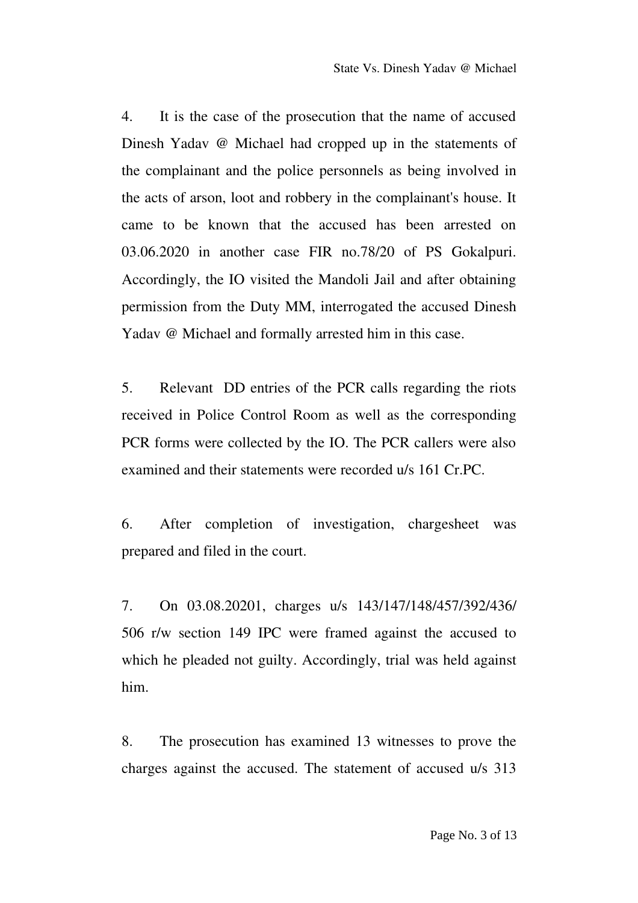4. It is the case of the prosecution that the name of accused Dinesh Yadav @ Michael had cropped up in the statements of the complainant and the police personnels as being involved in the acts of arson, loot and robbery in the complainant's house. It came to be known that the accused has been arrested on 03.06.2020 in another case FIR no.78/20 of PS Gokalpuri. Accordingly, the IO visited the Mandoli Jail and after obtaining permission from the Duty MM, interrogated the accused Dinesh Yadav @ Michael and formally arrested him in this case.

5. Relevant DD entries of the PCR calls regarding the riots received in Police Control Room as well as the corresponding PCR forms were collected by the IO. The PCR callers were also examined and their statements were recorded u/s 161 Cr.PC.

6. After completion of investigation, chargesheet was prepared and filed in the court.

7. On 03.08.20201, charges u/s 143/147/148/457/392/436/ 506 r/w section 149 IPC were framed against the accused to which he pleaded not guilty. Accordingly, trial was held against him.

8. The prosecution has examined 13 witnesses to prove the charges against the accused. The statement of accused u/s 313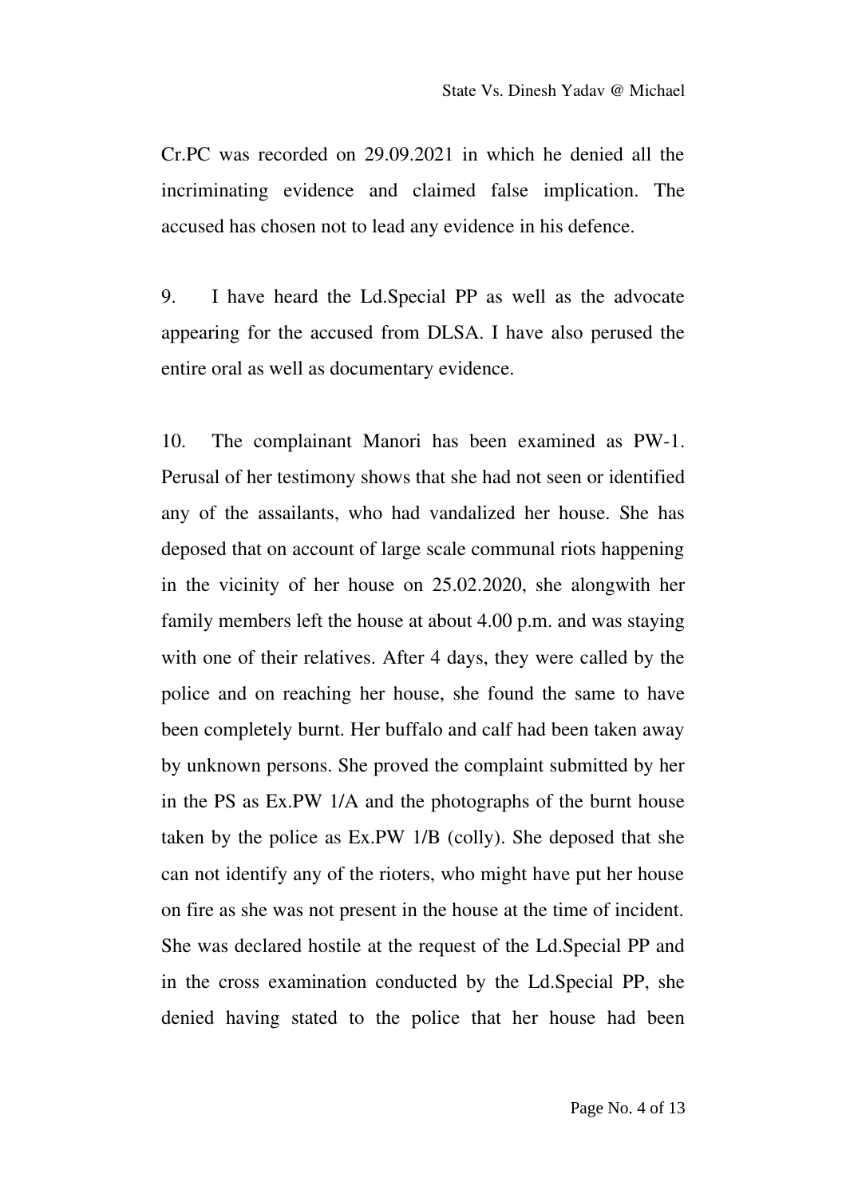Cr.PC was recorded on 29.09.2021 in which he denied all the incriminating evidence and claimed false implication. The accused has chosen not to lead any evidence in his defence.

9. I have heard the Ld.Special PP as well as the advocate appearing for the accused from DLSA. I have also perused the entire oral as well as documentary evidence.

10. The complainant Manori has been examined as PW-1. Perusal of her testimony shows that she had not seen or identified any of the assailants, who had vandalized her house. She has deposed that on account of large scale communal riots happening in the vicinity of her house on 25.02.2020, she alongwith her family members left the house at about 4.00 p.m. and was staying with one of their relatives. After 4 days, they were called by the police and on reaching her house, she found the same to have been completely burnt. Her buffalo and calf had been taken away by unknown persons. She proved the complaint submitted by her in the PS as Ex.PW 1/A and the photographs of the burnt house taken by the police as Ex.PW 1/B (colly). She deposed that she can not identify any of the rioters, who might have put her house on fire as she was not present in the house at the time of incident. She was declared hostile at the request of the Ld.Special PP and in the cross examination conducted by the Ld.Special PP, she denied having stated to the police that her house had been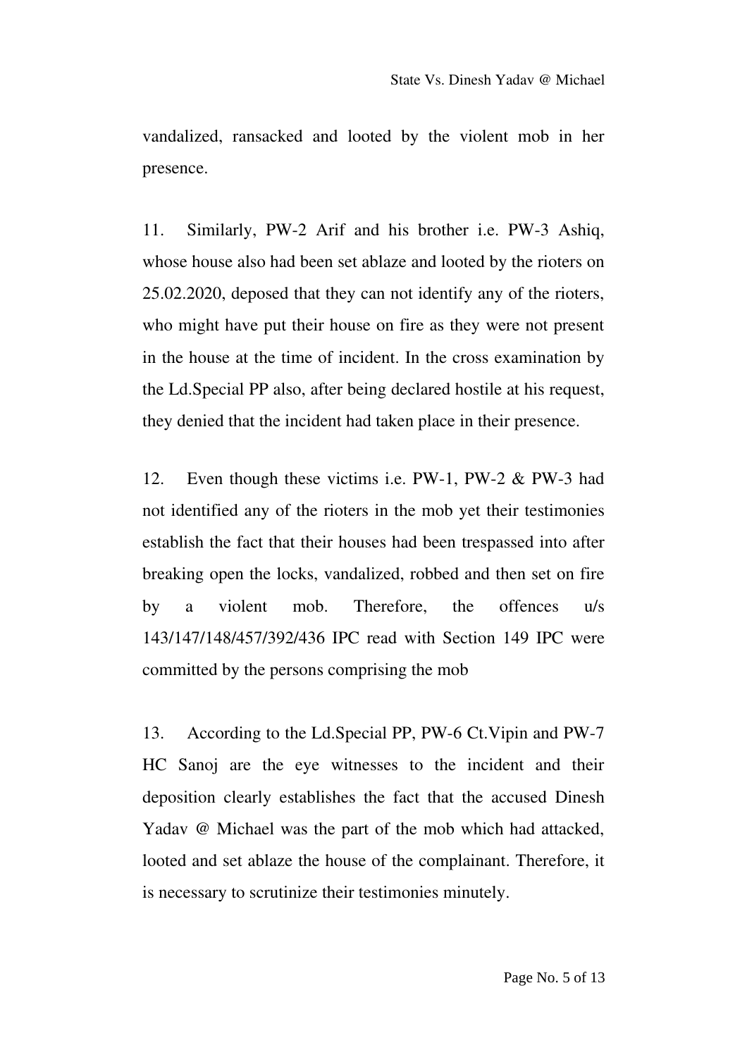vandalized, ransacked and looted by the violent mob in her presence.

11. Similarly, PW-2 Arif and his brother i.e. PW-3 Ashiq, whose house also had been set ablaze and looted by the rioters on 25.02.2020, deposed that they can not identify any of the rioters, who might have put their house on fire as they were not present in the house at the time of incident. In the cross examination by the Ld.Special PP also, after being declared hostile at his request, they denied that the incident had taken place in their presence.

12. Even though these victims i.e. PW-1, PW-2 & PW-3 had not identified any of the rioters in the mob yet their testimonies establish the fact that their houses had been trespassed into after breaking open the locks, vandalized, robbed and then set on fire by a violent mob. Therefore, the offences u/s 143/147/148/457/392/436 IPC read with Section 149 IPC were committed by the persons comprising the mob

13. According to the Ld.Special PP, PW-6 Ct.Vipin and PW-7 HC Sanoj are the eye witnesses to the incident and their deposition clearly establishes the fact that the accused Dinesh Yadav @ Michael was the part of the mob which had attacked, looted and set ablaze the house of the complainant. Therefore, it is necessary to scrutinize their testimonies minutely.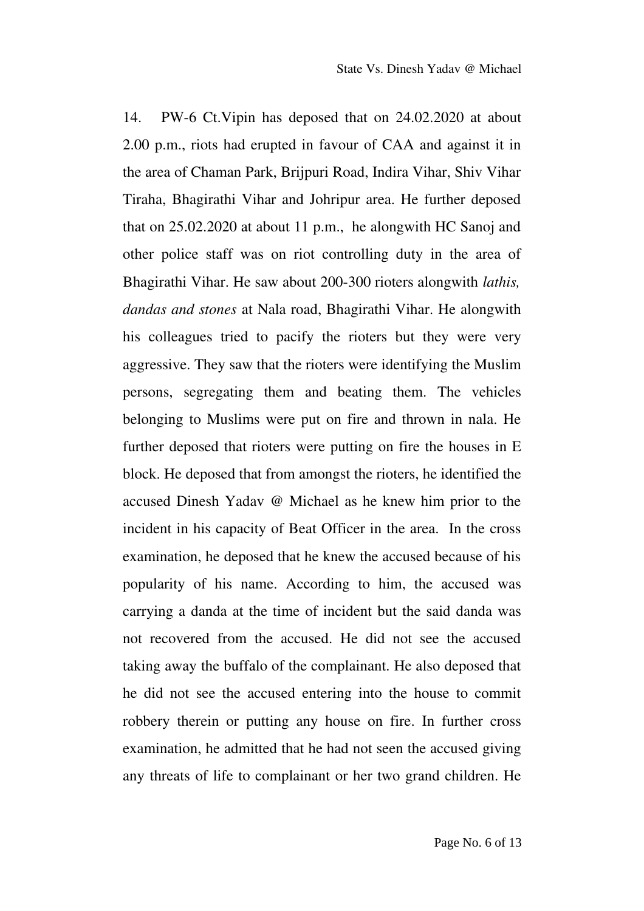14. PW-6 Ct.Vipin has deposed that on 24.02.2020 at about 2.00 p.m., riots had erupted in favour of CAA and against it in the area of Chaman Park, Brijpuri Road, Indira Vihar, Shiv Vihar Tiraha, Bhagirathi Vihar and Johripur area. He further deposed that on 25.02.2020 at about 11 p.m., he alongwith HC Sanoj and other police staff was on riot controlling duty in the area of Bhagirathi Vihar. He saw about 200-300 rioters alongwith *lathis, dandas and stones* at Nala road, Bhagirathi Vihar. He alongwith his colleagues tried to pacify the rioters but they were very aggressive. They saw that the rioters were identifying the Muslim persons, segregating them and beating them. The vehicles belonging to Muslims were put on fire and thrown in nala. He further deposed that rioters were putting on fire the houses in E block. He deposed that from amongst the rioters, he identified the accused Dinesh Yadav @ Michael as he knew him prior to the incident in his capacity of Beat Officer in the area. In the cross examination, he deposed that he knew the accused because of his popularity of his name. According to him, the accused was carrying a danda at the time of incident but the said danda was not recovered from the accused. He did not see the accused taking away the buffalo of the complainant. He also deposed that he did not see the accused entering into the house to commit robbery therein or putting any house on fire. In further cross examination, he admitted that he had not seen the accused giving any threats of life to complainant or her two grand children. He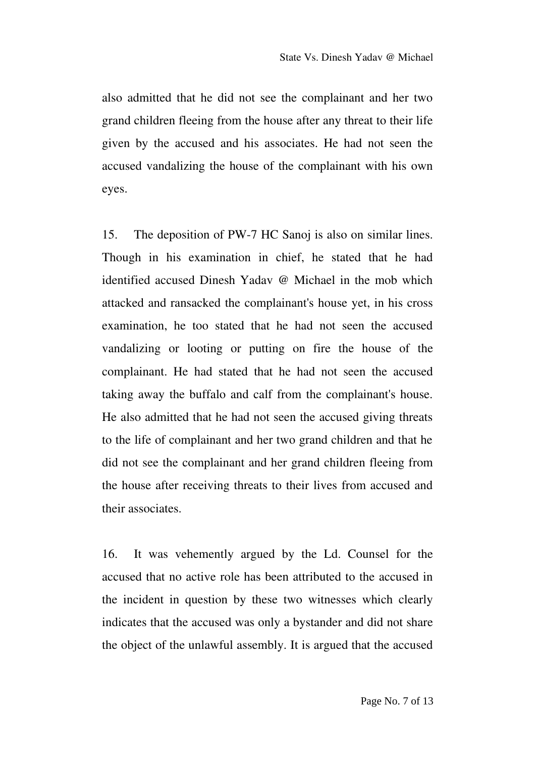also admitted that he did not see the complainant and her two grand children fleeing from the house after any threat to their life given by the accused and his associates. He had not seen the accused vandalizing the house of the complainant with his own eyes.

15. The deposition of PW-7 HC Sanoj is also on similar lines. Though in his examination in chief, he stated that he had identified accused Dinesh Yadav @ Michael in the mob which attacked and ransacked the complainant's house yet, in his cross examination, he too stated that he had not seen the accused vandalizing or looting or putting on fire the house of the complainant. He had stated that he had not seen the accused taking away the buffalo and calf from the complainant's house. He also admitted that he had not seen the accused giving threats to the life of complainant and her two grand children and that he did not see the complainant and her grand children fleeing from the house after receiving threats to their lives from accused and their associates.

16. It was vehemently argued by the Ld. Counsel for the accused that no active role has been attributed to the accused in the incident in question by these two witnesses which clearly indicates that the accused was only a bystander and did not share the object of the unlawful assembly. It is argued that the accused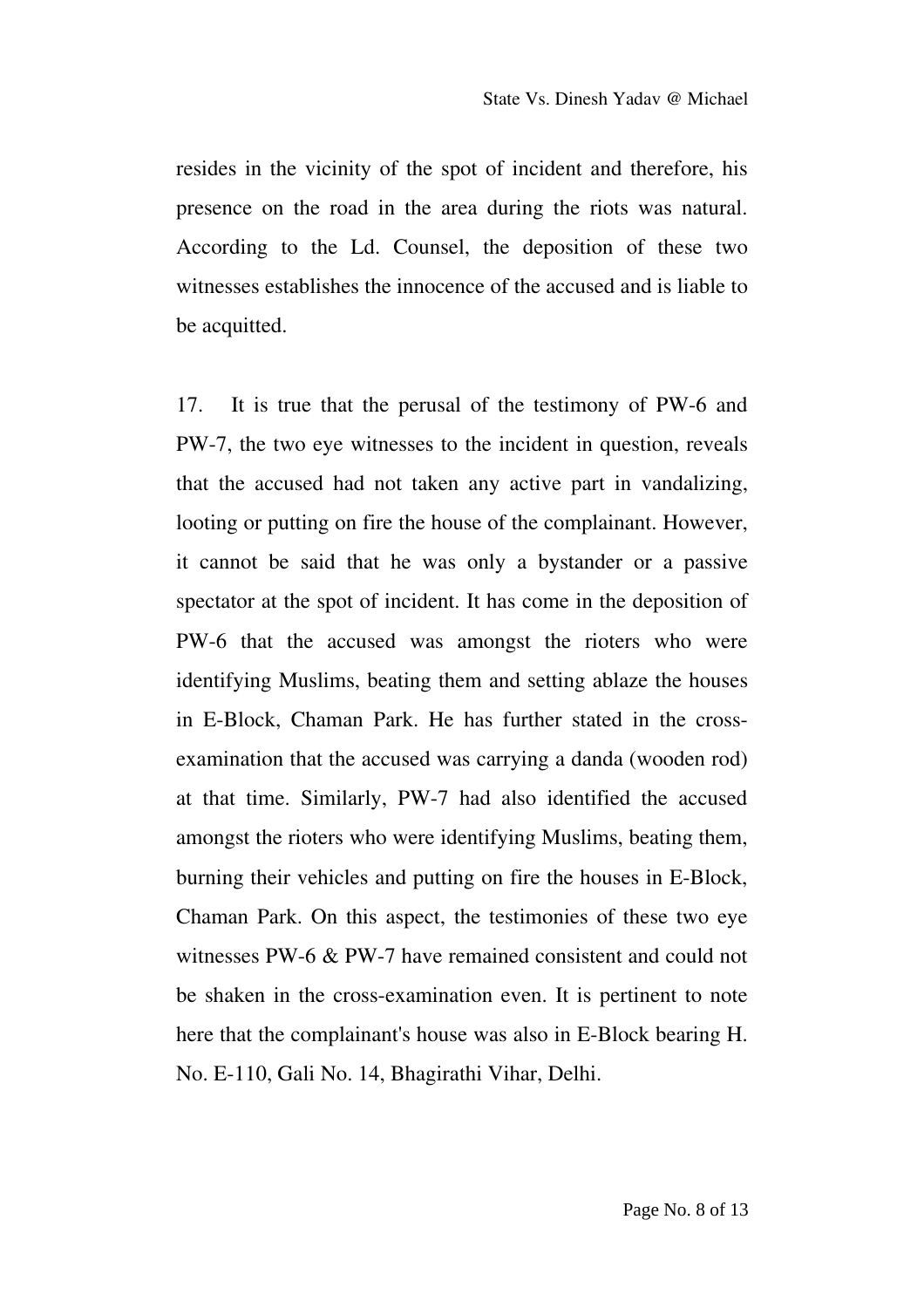resides in the vicinity of the spot of incident and therefore, his presence on the road in the area during the riots was natural. According to the Ld. Counsel, the deposition of these two witnesses establishes the innocence of the accused and is liable to be acquitted.

17. It is true that the perusal of the testimony of PW-6 and PW-7, the two eye witnesses to the incident in question, reveals that the accused had not taken any active part in vandalizing, looting or putting on fire the house of the complainant. However, it cannot be said that he was only a bystander or a passive spectator at the spot of incident. It has come in the deposition of PW-6 that the accused was amongst the rioters who were identifying Muslims, beating them and setting ablaze the houses in E-Block, Chaman Park. He has further stated in the cross-examination that the accused was carrying a danda (wooden rod) at that time. Similarly, PW-7 had also identified the accused amongst the rioters who were identifying Muslims, beating them, burning their vehicles and putting on fire the houses in E-Block, Chaman Park. On this aspect, the testimonies of these two eye witnesses PW-6 & PW-7 have remained consistent and could not be shaken in the cross-examination even. It is pertinent to note here that the complainant's house was also in E-Block bearing H. No. E-110, Gali No. 14, Bhagirathi Vihar, Delhi.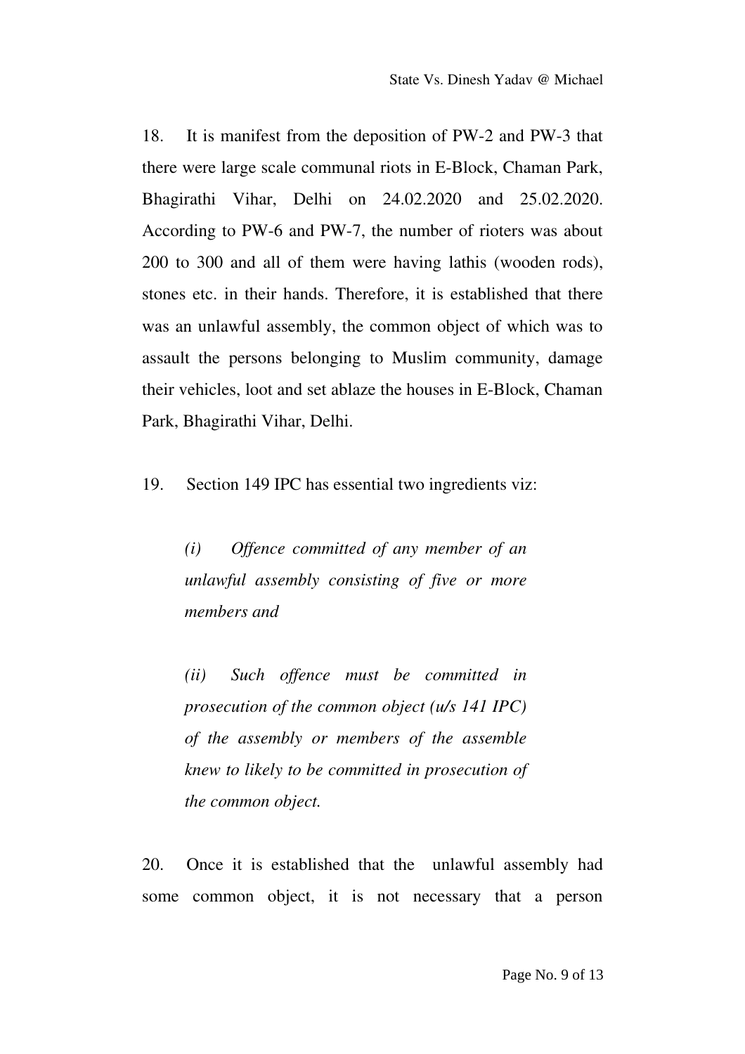18. It is manifest from the deposition of PW-2 and PW-3 that there were large scale communal riots in E-Block, Chaman Park, Bhagirathi Vihar, Delhi on 24.02.2020 and 25.02.2020. According to PW-6 and PW-7, the number of rioters was about 200 to 300 and all of them were having lathis (wooden rods), stones etc. in their hands. Therefore, it is established that there was an unlawful assembly, the common object of which was to assault the persons belonging to Muslim community, damage their vehicles, loot and set ablaze the houses in E-Block, Chaman Park, Bhagirathi Vihar, Delhi.

19. Section 149 IPC has essential two ingredients viz:

> *(i) Offence committed of any member of an unlawful assembly consisting of five or more members and*
>
> *(ii) Such offence must be committed in prosecution of the common object (u/s 141 IPC) of the assembly or members of the assemble knew to likely to be committed in prosecution of the common object.*

20. Once it is established that the unlawful assembly had some common object, it is not necessary that a person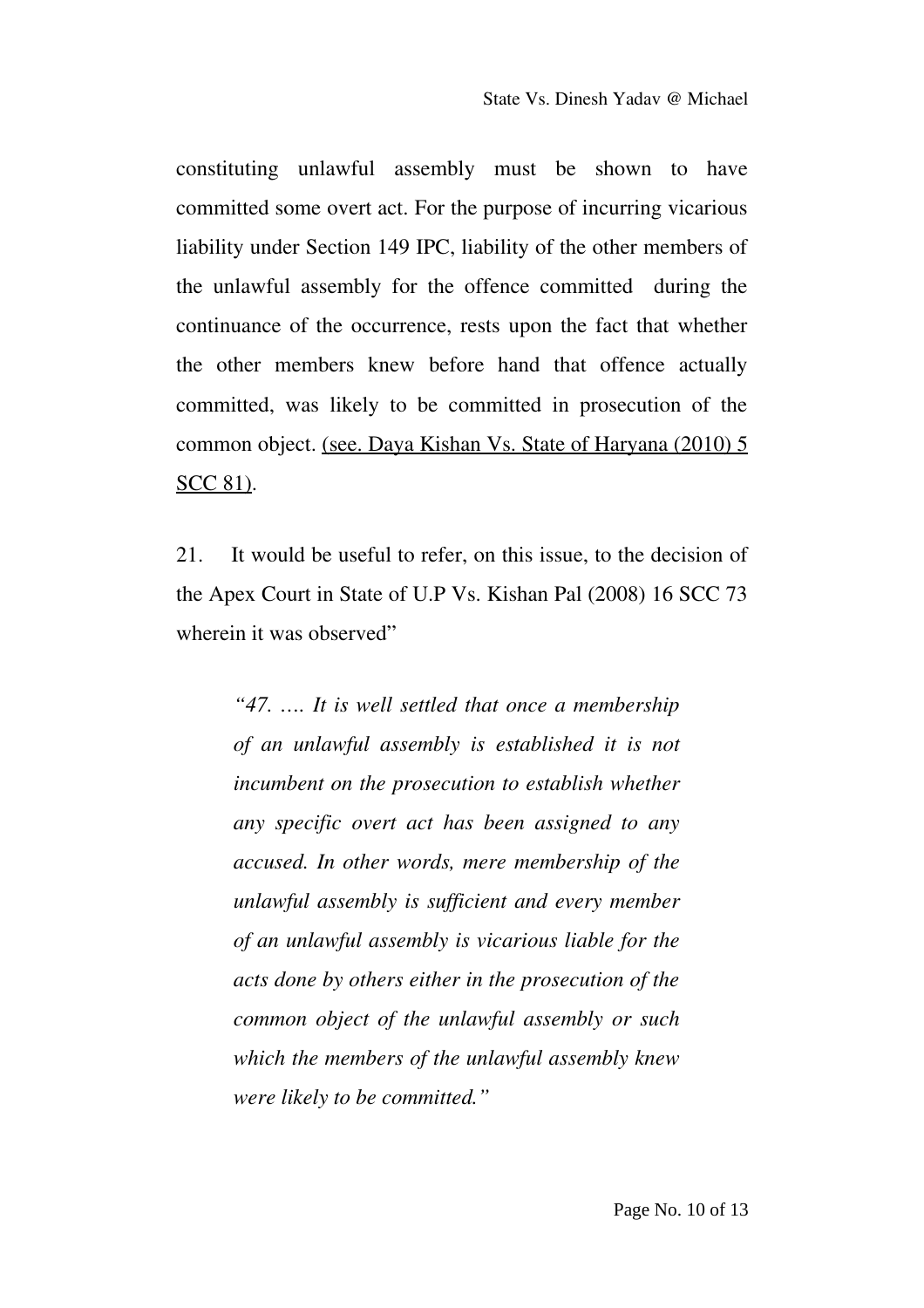constituting unlawful assembly must be shown to have committed some overt act. For the purpose of incurring vicarious liability under Section 149 IPC, liability of the other members of the unlawful assembly for the offence committed during the continuance of the occurrence, rests upon the fact that whether the other members knew before hand that offence actually committed, was likely to be committed in prosecution of the common object. (see. Daya Kishan Vs. State of Haryana (2010) 5 SCC 81).

21. It would be useful to refer, on this issue, to the decision of the Apex Court in State of U.P Vs. Kishan Pal (2008) 16 SCC 73 wherein it was observed"

> *"47. …. It is well settled that once a membership of an unlawful assembly is established it is not incumbent on the prosecution to establish whether any specific overt act has been assigned to any accused. In other words, mere membership of the unlawful assembly is sufficient and every member of an unlawful assembly is vicarious liable for the acts done by others either in the prosecution of the common object of the unlawful assembly or such which the members of the unlawful assembly knew were likely to be committed."*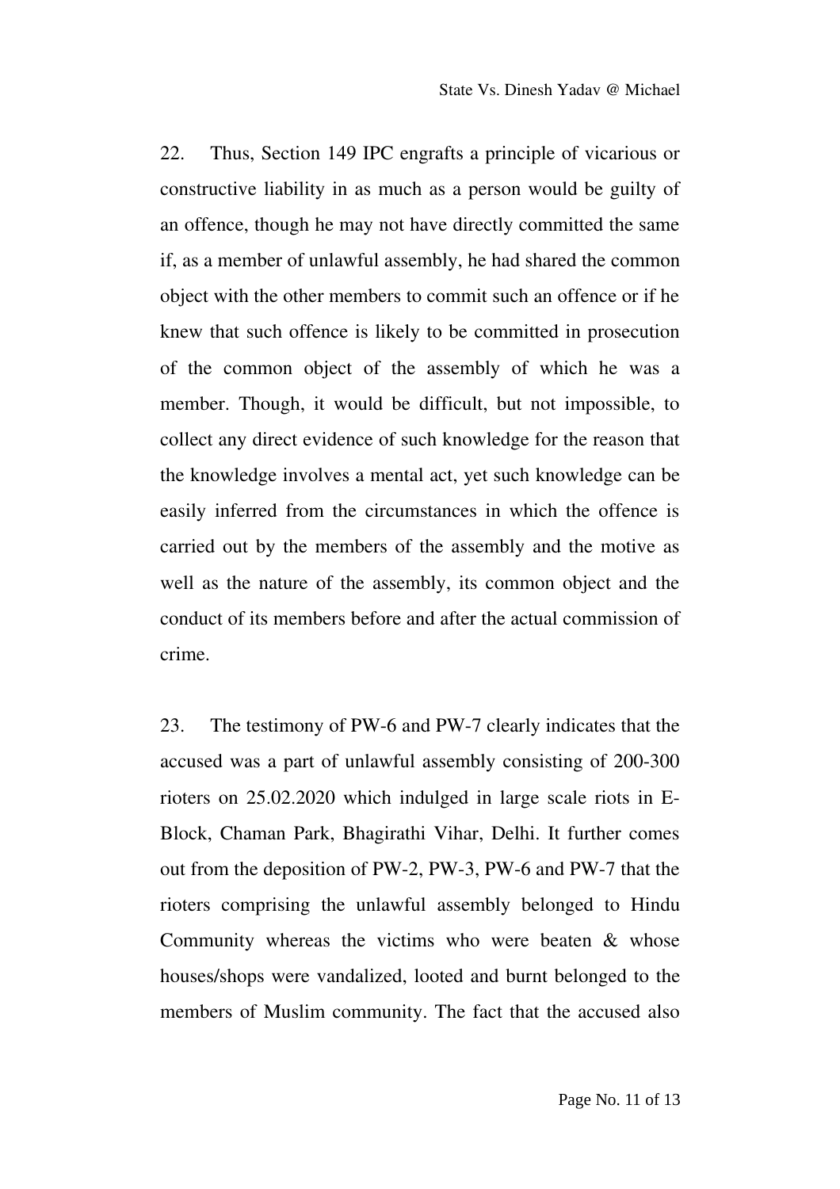22. Thus, Section 149 IPC engrafts a principle of vicarious or constructive liability in as much as a person would be guilty of an offence, though he may not have directly committed the same if, as a member of unlawful assembly, he had shared the common object with the other members to commit such an offence or if he knew that such offence is likely to be committed in prosecution of the common object of the assembly of which he was a member. Though, it would be difficult, but not impossible, to collect any direct evidence of such knowledge for the reason that the knowledge involves a mental act, yet such knowledge can be easily inferred from the circumstances in which the offence is carried out by the members of the assembly and the motive as well as the nature of the assembly, its common object and the conduct of its members before and after the actual commission of crime.

23. The testimony of PW-6 and PW-7 clearly indicates that the accused was a part of unlawful assembly consisting of 200-300 rioters on 25.02.2020 which indulged in large scale riots in E-Block, Chaman Park, Bhagirathi Vihar, Delhi. It further comes out from the deposition of PW-2, PW-3, PW-6 and PW-7 that the rioters comprising the unlawful assembly belonged to Hindu Community whereas the victims who were beaten & whose houses/shops were vandalized, looted and burnt belonged to the members of Muslim community. The fact that the accused also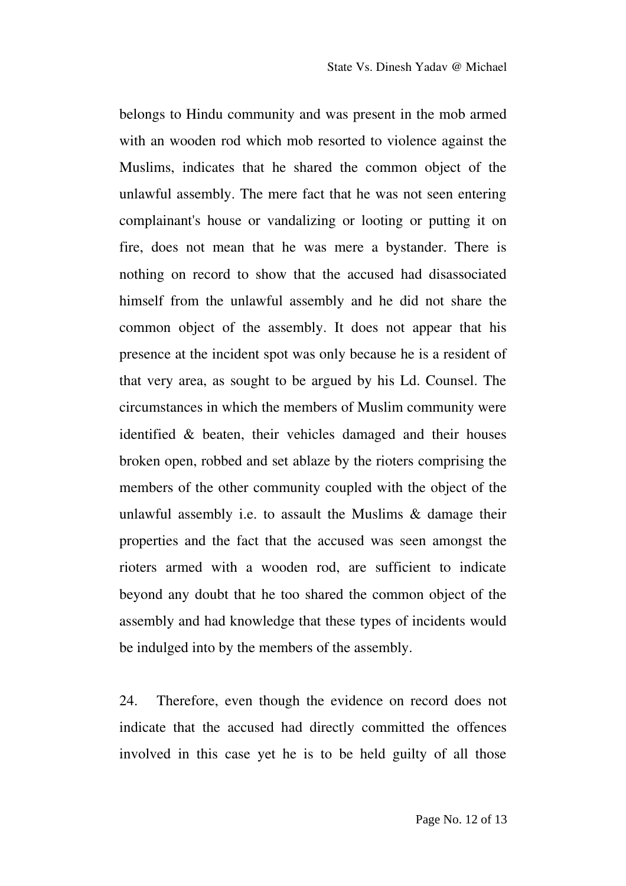belongs to Hindu community and was present in the mob armed with an wooden rod which mob resorted to violence against the Muslims, indicates that he shared the common object of the unlawful assembly. The mere fact that he was not seen entering complainant's house or vandalizing or looting or putting it on fire, does not mean that he was mere a bystander. There is nothing on record to show that the accused had disassociated himself from the unlawful assembly and he did not share the common object of the assembly. It does not appear that his presence at the incident spot was only because he is a resident of that very area, as sought to be argued by his Ld. Counsel. The circumstances in which the members of Muslim community were identified & beaten, their vehicles damaged and their houses broken open, robbed and set ablaze by the rioters comprising the members of the other community coupled with the object of the unlawful assembly i.e. to assault the Muslims & damage their properties and the fact that the accused was seen amongst the rioters armed with a wooden rod, are sufficient to indicate beyond any doubt that he too shared the common object of the assembly and had knowledge that these types of incidents would be indulged into by the members of the assembly.

24. Therefore, even though the evidence on record does not indicate that the accused had directly committed the offences involved in this case yet he is to be held guilty of all those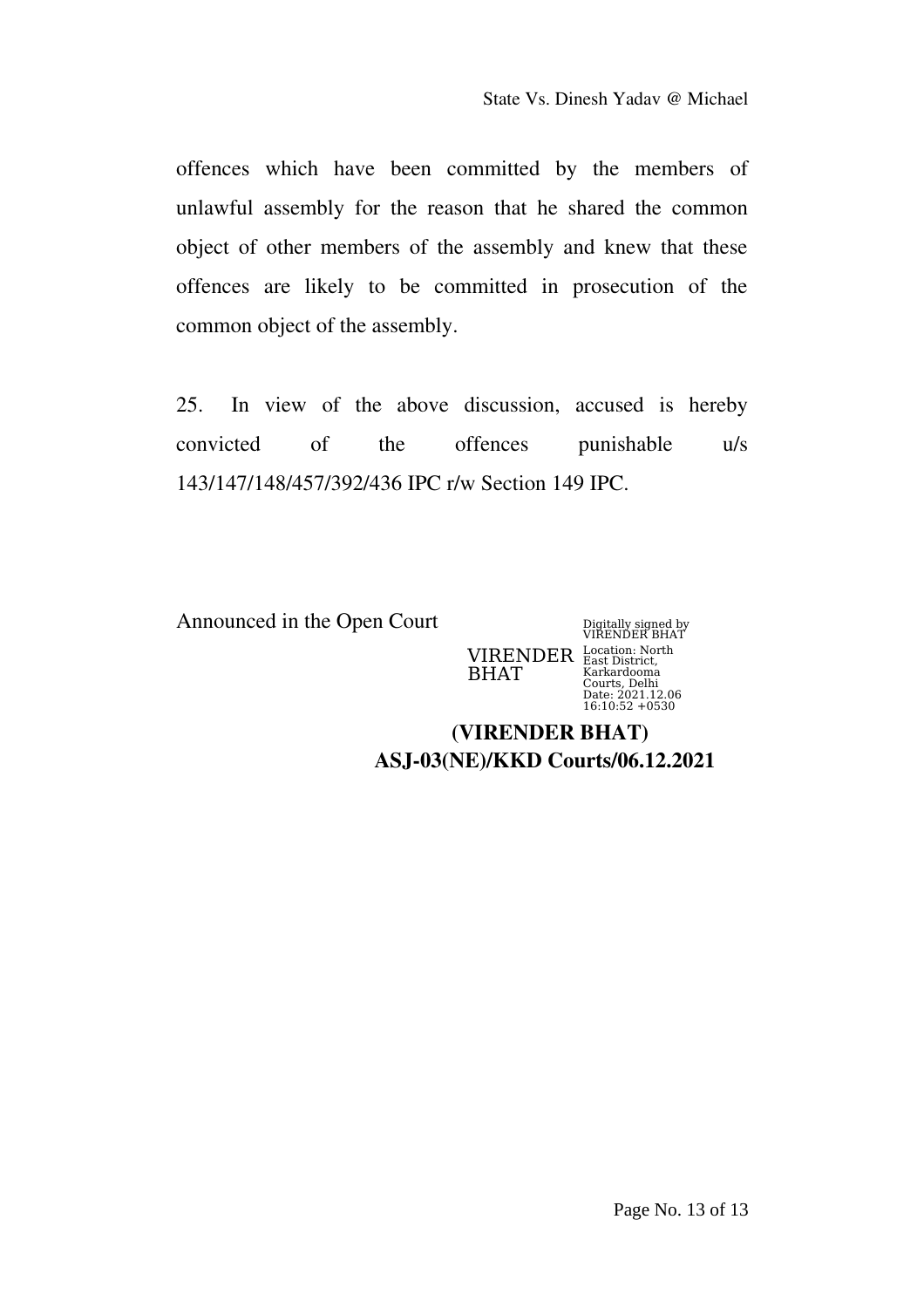offences which have been committed by the members of unlawful assembly for the reason that he shared the common object of other members of the assembly and knew that these offences are likely to be committed in prosecution of the common object of the assembly.

25. In view of the above discussion, accused is hereby convicted of the offences punishable u/s 143/147/148/457/392/436 IPC r/w Section 149 IPC.

Announced in the Open Court

VIRENDER BHAT

Digitally signed by VIRENDER BHAT
Location: North East District, Karkardooma Courts, Delhi
Date: 2021.12.06 16:10:52 +0530

**(VIRENDER BHAT)**
**ASJ-03(NE)/KKD Courts/06.12.2021**